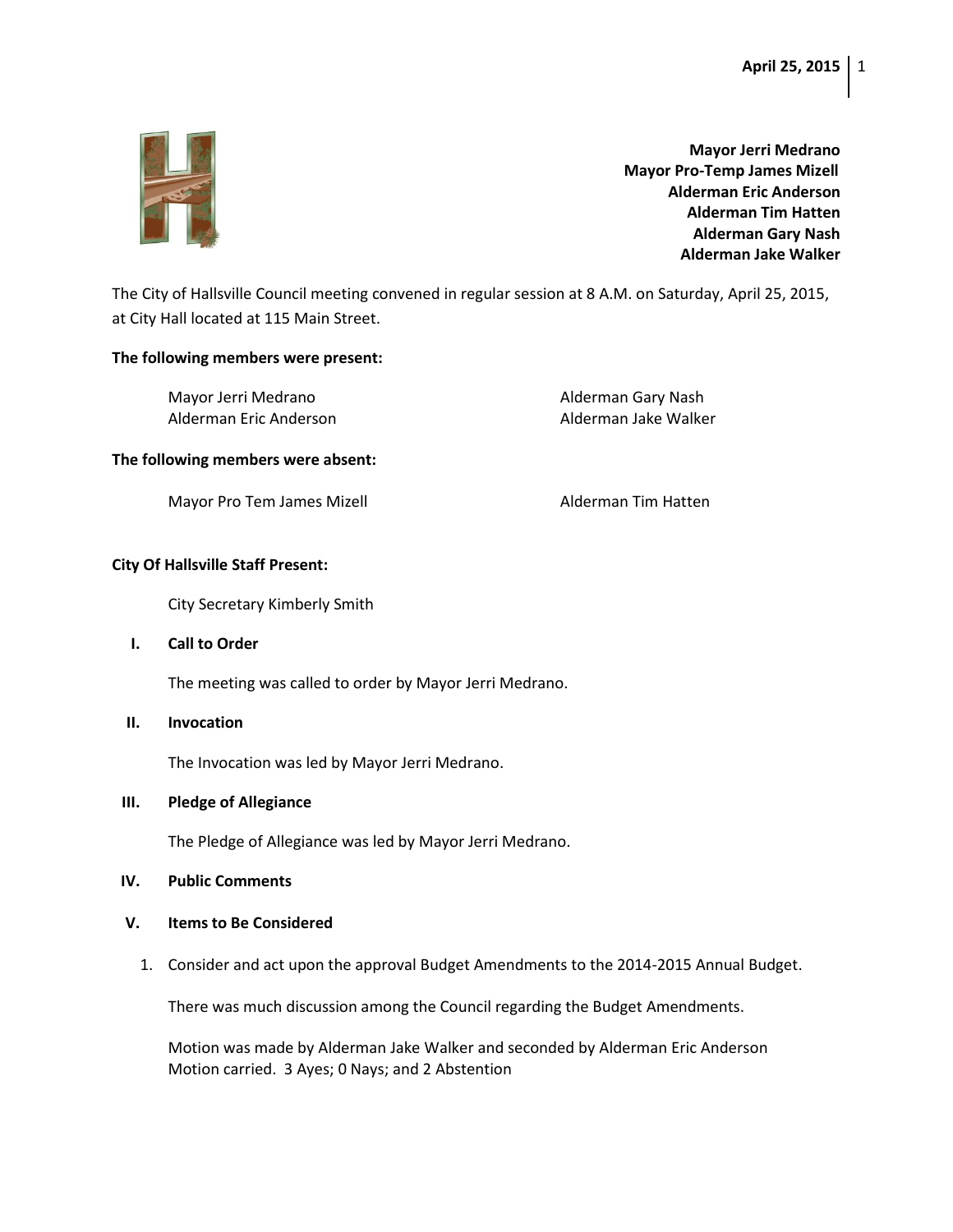**Mayor Jerri Medrano**
**Mayor Pro-Temp James Mizell**
**Alderman Eric Anderson**
**Alderman Tim Hatten**
**Alderman Gary Nash**
**Alderman Jake Walker**

The City of Hallsville Council meeting convened in regular session at 8 A.M. on Saturday, April 25, 2015, at City Hall located at 115 Main Street.

**The following members were present:**

Mayor Jerri Medrano
Alderman Eric Anderson
Alderman Gary Nash
Alderman Jake Walker

**The following members were absent:**

Mayor Pro Tem James Mizell
Alderman Tim Hatten

**City Of Hallsville Staff Present:**

City Secretary Kimberly Smith

## I. Call to Order

The meeting was called to order by Mayor Jerri Medrano.

## II. Invocation

The Invocation was led by Mayor Jerri Medrano.

## III. Pledge of Allegiance

The Pledge of Allegiance was led by Mayor Jerri Medrano.

## IV. Public Comments

## V. Items to Be Considered

1. Consider and act upon the approval Budget Amendments to the 2014-2015 Annual Budget.

   There was much discussion among the Council regarding the Budget Amendments.

   Motion was made by Alderman Jake Walker and seconded by Alderman Eric Anderson
   Motion carried. 3 Ayes; 0 Nays; and 2 Abstention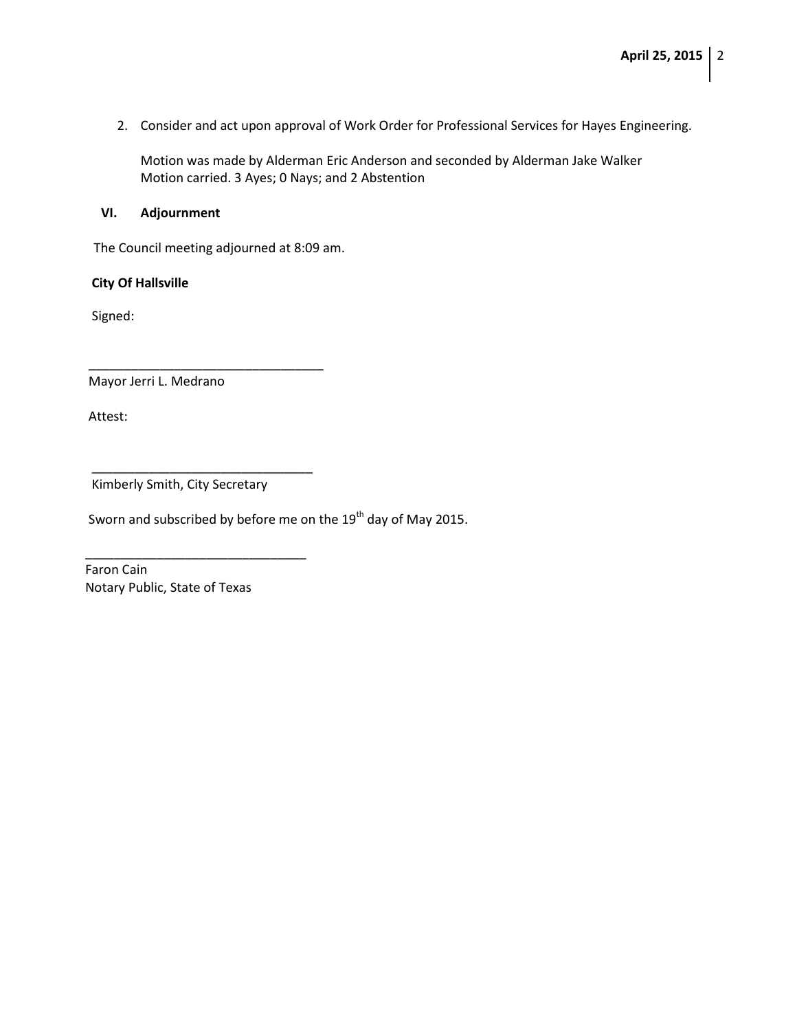2. Consider and act upon approval of Work Order for Professional Services for Hayes Engineering.

   Motion was made by Alderman Eric Anderson and seconded by Alderman Jake Walker
   Motion carried. 3 Ayes; 0 Nays; and 2 Abstention

## VI. Adjournment

The Council meeting adjourned at 8:09 am.

**City Of Hallsville**

Signed:

__________________________________
Mayor Jerri L. Medrano

Attest:

________________________________
Kimberly Smith, City Secretary

Sworn and subscribed by before me on the 19th day of May 2015.

________________________________
Faron Cain
Notary Public, State of Texas